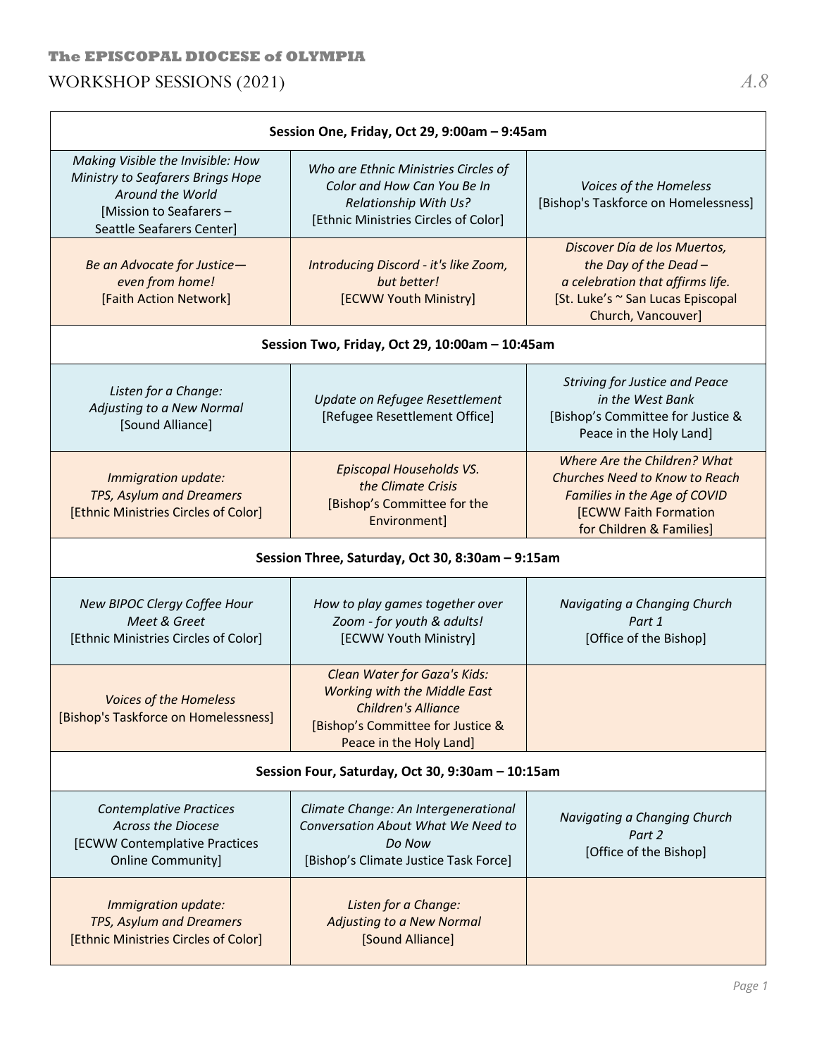**The EPISCOPAL DIOCESE of OLYMPIA**

# WORKSHOP SESSIONS (2021)

*A.8*

| Session One, Friday, Oct 29, 9:00am – 9:45am | | |
|---|---|---|
| *Making Visible the Invisible: How Ministry to Seafarers Brings Hope Around the World* [Mission to Seafarers – Seattle Seafarers Center] | *Who are Ethnic Ministries Circles of Color and How Can You Be In Relationship With Us?* [Ethnic Ministries Circles of Color] | *Voices of the Homeless* [Bishop's Taskforce on Homelessness] |
| *Be an Advocate for Justice—even from home!* [Faith Action Network] | *Introducing Discord - it's like Zoom, but better!* [ECWW Youth Ministry] | *Discover Día de los Muertos, the Day of the Dead – a celebration that affirms life.* [St. Luke's ~ San Lucas Episcopal Church, Vancouver] |
| **Session Two, Friday, Oct 29, 10:00am – 10:45am** | | |
| *Listen for a Change: Adjusting to a New Normal* [Sound Alliance] | *Update on Refugee Resettlement* [Refugee Resettlement Office] | *Striving for Justice and Peace in the West Bank* [Bishop's Committee for Justice & Peace in the Holy Land] |
| *Immigration update: TPS, Asylum and Dreamers* [Ethnic Ministries Circles of Color] | *Episcopal Households VS. the Climate Crisis* [Bishop's Committee for the Environment] | *Where Are the Children? What Churches Need to Know to Reach Families in the Age of COVID* [ECWW Faith Formation for Children & Families] |
| **Session Three, Saturday, Oct 30, 8:30am – 9:15am** | | |
| *New BIPOC Clergy Coffee Hour Meet & Greet* [Ethnic Ministries Circles of Color] | *How to play games together over Zoom - for youth & adults!* [ECWW Youth Ministry] | *Navigating a Changing Church Part 1* [Office of the Bishop] |
| *Voices of the Homeless* [Bishop's Taskforce on Homelessness] | *Clean Water for Gaza's Kids: Working with the Middle East Children's Alliance* [Bishop's Committee for Justice & Peace in the Holy Land] | |
| **Session Four, Saturday, Oct 30, 9:30am – 10:15am** | | |
| *Contemplative Practices Across the Diocese* [ECWW Contemplative Practices Online Community] | *Climate Change: An Intergenerational Conversation About What We Need to Do Now* [Bishop's Climate Justice Task Force] | *Navigating a Changing Church Part 2* [Office of the Bishop] |
| *Immigration update: TPS, Asylum and Dreamers* [Ethnic Ministries Circles of Color] | *Listen for a Change: Adjusting to a New Normal* [Sound Alliance] | |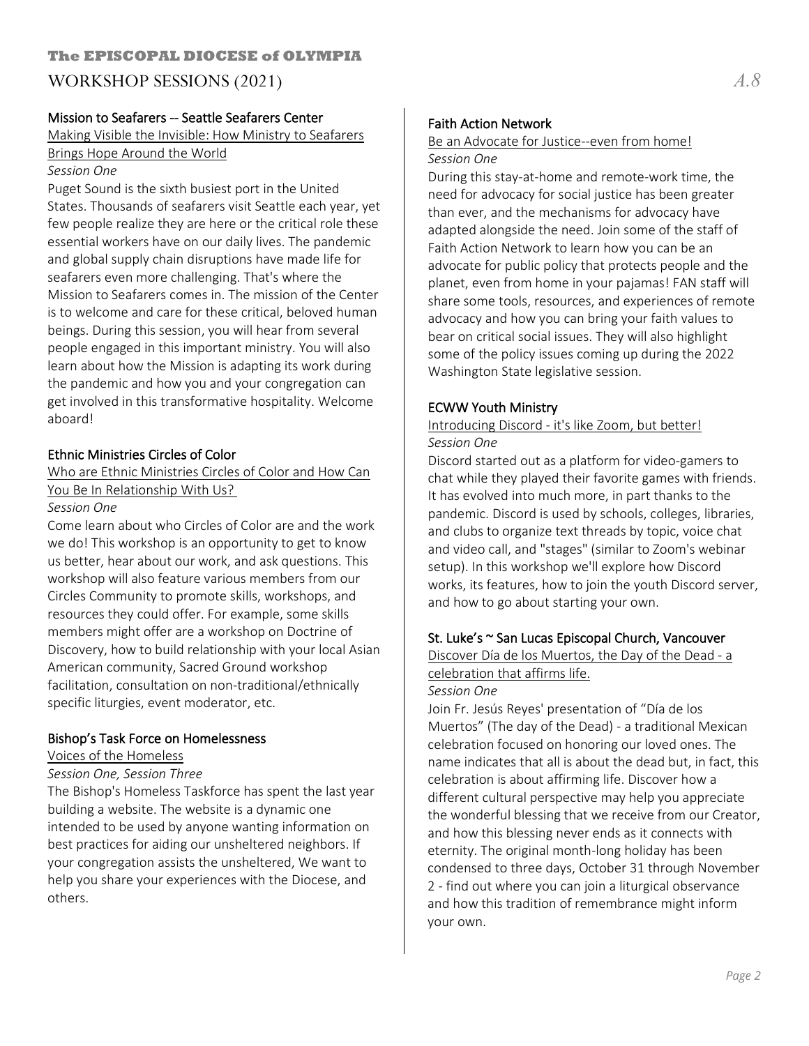# The EPISCOPAL DIOCESE of OLYMPIA

## WORKSHOP SESSIONS (2021)

### Mission to Seafarers -- Seattle Seafarers Center

Making Visible the Invisible: How Ministry to Seafarers Brings Hope Around the World

*Session One*

Puget Sound is the sixth busiest port in the United States. Thousands of seafarers visit Seattle each year, yet few people realize they are here or the critical role these essential workers have on our daily lives. The pandemic and global supply chain disruptions have made life for seafarers even more challenging. That's where the Mission to Seafarers comes in. The mission of the Center is to welcome and care for these critical, beloved human beings. During this session, you will hear from several people engaged in this important ministry. You will also learn about how the Mission is adapting its work during the pandemic and how you and your congregation can get involved in this transformative hospitality. Welcome aboard!

### Ethnic Ministries Circles of Color

Who are Ethnic Ministries Circles of Color and How Can You Be In Relationship With Us?

*Session One*

Come learn about who Circles of Color are and the work we do! This workshop is an opportunity to get to know us better, hear about our work, and ask questions. This workshop will also feature various members from our Circles Community to promote skills, workshops, and resources they could offer. For example, some skills members might offer are a workshop on Doctrine of Discovery, how to build relationship with your local Asian American community, Sacred Ground workshop facilitation, consultation on non-traditional/ethnically specific liturgies, event moderator, etc.

### Bishop's Task Force on Homelessness

Voices of the Homeless

*Session One, Session Three*

The Bishop's Homeless Taskforce has spent the last year building a website. The website is a dynamic one intended to be used by anyone wanting information on best practices for aiding our unsheltered neighbors. If your congregation assists the unsheltered, We want to help you share your experiences with the Diocese, and others.

### Faith Action Network

Be an Advocate for Justice--even from home!

*Session One*

During this stay-at-home and remote-work time, the need for advocacy for social justice has been greater than ever, and the mechanisms for advocacy have adapted alongside the need. Join some of the staff of Faith Action Network to learn how you can be an advocate for public policy that protects people and the planet, even from home in your pajamas! FAN staff will share some tools, resources, and experiences of remote advocacy and how you can bring your faith values to bear on critical social issues. They will also highlight some of the policy issues coming up during the 2022 Washington State legislative session.

### ECWW Youth Ministry

Introducing Discord - it's like Zoom, but better!

*Session One*

Discord started out as a platform for video-gamers to chat while they played their favorite games with friends. It has evolved into much more, in part thanks to the pandemic. Discord is used by schools, colleges, libraries, and clubs to organize text threads by topic, voice chat and video call, and "stages" (similar to Zoom's webinar setup). In this workshop we'll explore how Discord works, its features, how to join the youth Discord server, and how to go about starting your own.

### St. Luke's ~ San Lucas Episcopal Church, Vancouver

Discover Día de los Muertos, the Day of the Dead - a celebration that affirms life.

*Session One*

Join Fr. Jesús Reyes' presentation of "Día de los Muertos" (The day of the Dead) - a traditional Mexican celebration focused on honoring our loved ones. The name indicates that all is about the dead but, in fact, this celebration is about affirming life. Discover how a different cultural perspective may help you appreciate the wonderful blessing that we receive from our Creator, and how this blessing never ends as it connects with eternity. The original month-long holiday has been condensed to three days, October 31 through November 2 - find out where you can join a liturgical observance and how this tradition of remembrance might inform your own.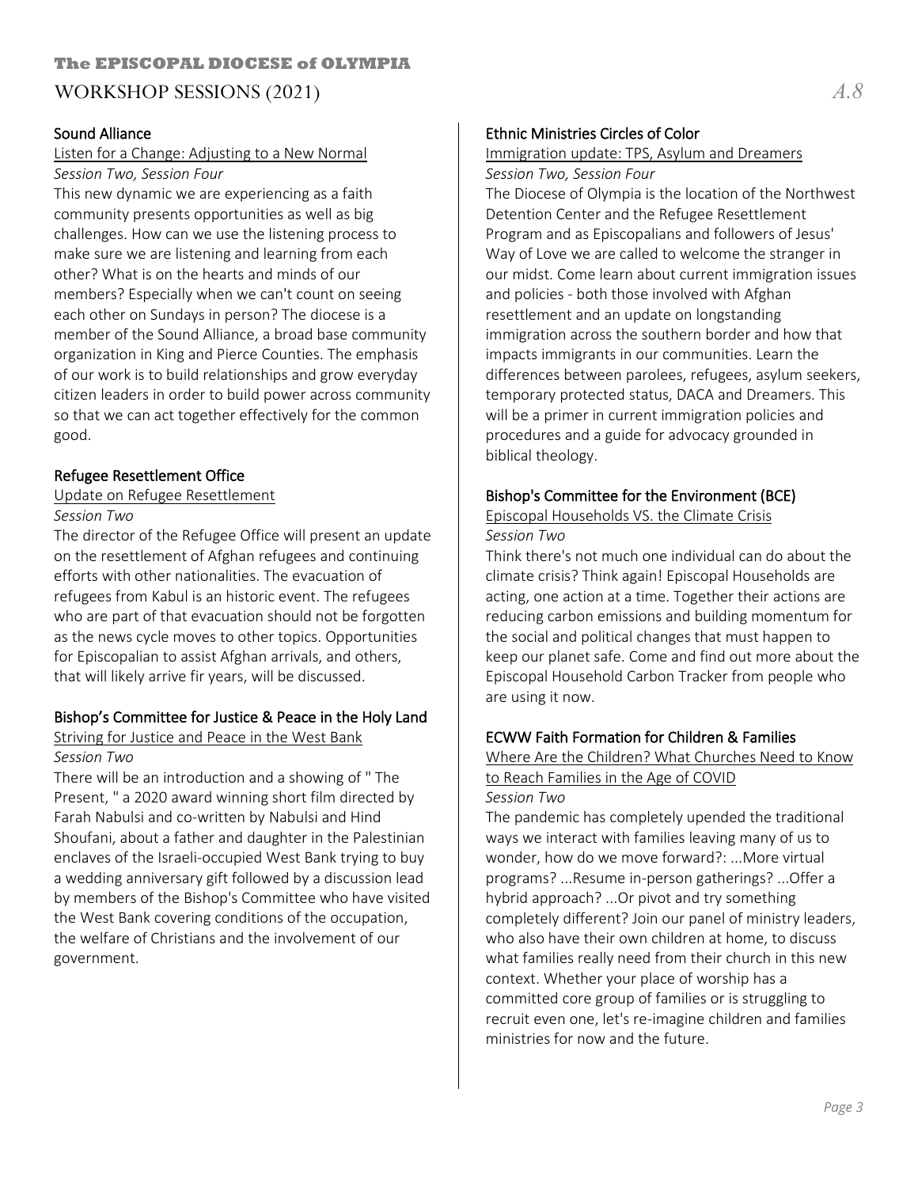# The EPISCOPAL DIOCESE of OLYMPIA

## WORKSHOP SESSIONS (2021)

A.8

### Sound Alliance

Listen for a Change: Adjusting to a New Normal

*Session Two, Session Four*

This new dynamic we are experiencing as a faith community presents opportunities as well as big challenges. How can we use the listening process to make sure we are listening and learning from each other? What is on the hearts and minds of our members? Especially when we can't count on seeing each other on Sundays in person? The diocese is a member of the Sound Alliance, a broad base community organization in King and Pierce Counties. The emphasis of our work is to build relationships and grow everyday citizen leaders in order to build power across community so that we can act together effectively for the common good.

### Refugee Resettlement Office

Update on Refugee Resettlement

*Session Two*

The director of the Refugee Office will present an update on the resettlement of Afghan refugees and continuing efforts with other nationalities. The evacuation of refugees from Kabul is an historic event. The refugees who are part of that evacuation should not be forgotten as the news cycle moves to other topics. Opportunities for Episcopalian to assist Afghan arrivals, and others, that will likely arrive fir years, will be discussed.

### Bishop's Committee for Justice & Peace in the Holy Land

Striving for Justice and Peace in the West Bank

*Session Two*

There will be an introduction and a showing of " The Present, " a 2020 award winning short film directed by Farah Nabulsi and co-written by Nabulsi and Hind Shoufani, about a father and daughter in the Palestinian enclaves of the Israeli-occupied West Bank trying to buy a wedding anniversary gift followed by a discussion lead by members of the Bishop's Committee who have visited the West Bank covering conditions of the occupation, the welfare of Christians and the involvement of our government.

### Ethnic Ministries Circles of Color

Immigration update: TPS, Asylum and Dreamers

*Session Two, Session Four*

The Diocese of Olympia is the location of the Northwest Detention Center and the Refugee Resettlement Program and as Episcopalians and followers of Jesus' Way of Love we are called to welcome the stranger in our midst. Come learn about current immigration issues and policies - both those involved with Afghan resettlement and an update on longstanding immigration across the southern border and how that impacts immigrants in our communities. Learn the differences between parolees, refugees, asylum seekers, temporary protected status, DACA and Dreamers. This will be a primer in current immigration policies and procedures and a guide for advocacy grounded in biblical theology.

### Bishop's Committee for the Environment (BCE)

Episcopal Households VS. the Climate Crisis

*Session Two*

Think there's not much one individual can do about the climate crisis? Think again! Episcopal Households are acting, one action at a time. Together their actions are reducing carbon emissions and building momentum for the social and political changes that must happen to keep our planet safe. Come and find out more about the Episcopal Household Carbon Tracker from people who are using it now.

### ECWW Faith Formation for Children & Families

Where Are the Children? What Churches Need to Know to Reach Families in the Age of COVID

*Session Two*

The pandemic has completely upended the traditional ways we interact with families leaving many of us to wonder, how do we move forward?: ...More virtual programs? ...Resume in-person gatherings? ...Offer a hybrid approach? ...Or pivot and try something completely different? Join our panel of ministry leaders, who also have their own children at home, to discuss what families really need from their church in this new context. Whether your place of worship has a committed core group of families or is struggling to recruit even one, let's re-imagine children and families ministries for now and the future.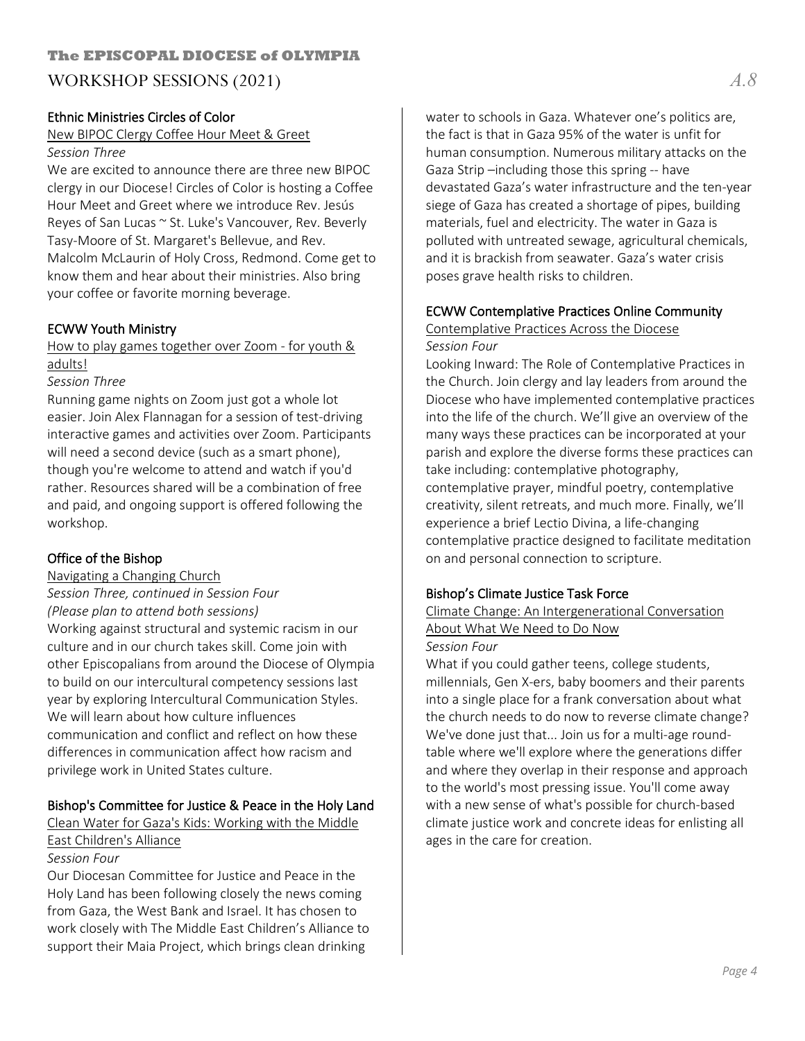# The EPISCOPAL DIOCESE of OLYMPIA

## WORKSHOP SESSIONS (2021)

*A.8*

### Ethnic Ministries Circles of Color

New BIPOC Clergy Coffee Hour Meet & Greet

*Session Three*

We are excited to announce there are three new BIPOC clergy in our Diocese! Circles of Color is hosting a Coffee Hour Meet and Greet where we introduce Rev. Jesús Reyes of San Lucas ~ St. Luke's Vancouver, Rev. Beverly Tasy-Moore of St. Margaret's Bellevue, and Rev. Malcolm McLaurin of Holy Cross, Redmond. Come get to know them and hear about their ministries. Also bring your coffee or favorite morning beverage.

### ECWW Youth Ministry

How to play games together over Zoom - for youth & adults!

*Session Three*

Running game nights on Zoom just got a whole lot easier. Join Alex Flannagan for a session of test-driving interactive games and activities over Zoom. Participants will need a second device (such as a smart phone), though you're welcome to attend and watch if you'd rather. Resources shared will be a combination of free and paid, and ongoing support is offered following the workshop.

### Office of the Bishop

Navigating a Changing Church

*Session Three, continued in Session Four*
*(Please plan to attend both sessions)*

Working against structural and systemic racism in our culture and in our church takes skill. Come join with other Episcopalians from around the Diocese of Olympia to build on our intercultural competency sessions last year by exploring Intercultural Communication Styles. We will learn about how culture influences communication and conflict and reflect on how these differences in communication affect how racism and privilege work in United States culture.

### Bishop's Committee for Justice & Peace in the Holy Land

Clean Water for Gaza's Kids: Working with the Middle East Children's Alliance

*Session Four*

Our Diocesan Committee for Justice and Peace in the Holy Land has been following closely the news coming from Gaza, the West Bank and Israel. It has chosen to work closely with The Middle East Children's Alliance to support their Maia Project, which brings clean drinking water to schools in Gaza. Whatever one's politics are, the fact is that in Gaza 95% of the water is unfit for human consumption. Numerous military attacks on the Gaza Strip –including those this spring -- have devastated Gaza's water infrastructure and the ten-year siege of Gaza has created a shortage of pipes, building materials, fuel and electricity. The water in Gaza is polluted with untreated sewage, agricultural chemicals, and it is brackish from seawater. Gaza's water crisis poses grave health risks to children.

### ECWW Contemplative Practices Online Community

Contemplative Practices Across the Diocese

*Session Four*

Looking Inward: The Role of Contemplative Practices in the Church. Join clergy and lay leaders from around the Diocese who have implemented contemplative practices into the life of the church. We'll give an overview of the many ways these practices can be incorporated at your parish and explore the diverse forms these practices can take including: contemplative photography, contemplative prayer, mindful poetry, contemplative creativity, silent retreats, and much more. Finally, we'll experience a brief Lectio Divina, a life-changing contemplative practice designed to facilitate meditation on and personal connection to scripture.

### Bishop's Climate Justice Task Force

Climate Change: An Intergenerational Conversation About What We Need to Do Now

*Session Four*

What if you could gather teens, college students, millennials, Gen X-ers, baby boomers and their parents into a single place for a frank conversation about what the church needs to do now to reverse climate change? We've done just that... Join us for a multi-age round-table where we'll explore where the generations differ and where they overlap in their response and approach to the world's most pressing issue. You'll come away with a new sense of what's possible for church-based climate justice work and concrete ideas for enlisting all ages in the care for creation.